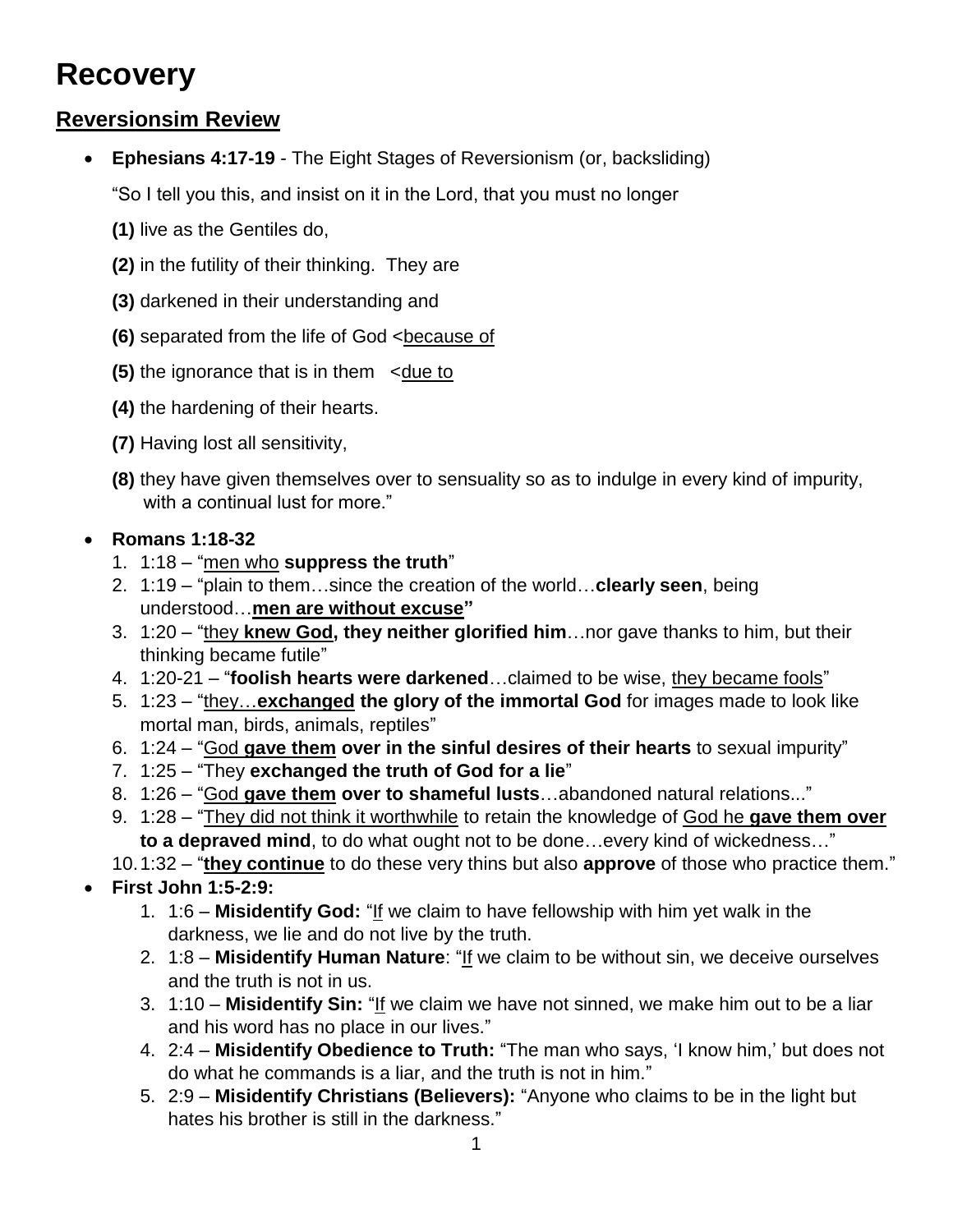# Recovery

## <u>Reversionsim Review</u>

- **Ephesians 4:17-19** - The Eight Stages of Reversionism (or, backsliding)

  "So I tell you this, and insist on it in the Lord, that you must no longer

  **(1)** live as the Gentiles do,

  **(2)** in the futility of their thinking. They are

  **(3)** darkened in their understanding and

  **(6)** separated from the life of God <<u>because of</u>

  **(5)** the ignorance that is in them <<u>due to</u>

  **(4)** the hardening of their hearts.

  **(7)** Having lost all sensitivity,

  **(8)** they have given themselves over to sensuality so as to indulge in every kind of impurity, with a continual lust for more."

- **Romans 1:18-32**
  1. 1:18 – "<u>men who</u> **suppress the truth**"
  2. 1:19 – "plain to them…since the creation of the world…**clearly seen**, being understood…**<u>men are without excuse</u>"**
  3. 1:20 – "<u>they</u> **<u>knew God</u>, they neither glorified him**…nor gave thanks to him, but their thinking became futile"
  4. 1:20-21 – "**foolish hearts were darkened**…claimed to be wise, <u>they became fools</u>"
  5. 1:23 – "<u>they…</u>**<u>exchanged</u> the glory of the immortal God** for images made to look like mortal man, birds, animals, reptiles"
  6. 1:24 – "<u>God</u> **<u>gave them</u> over in the sinful desires of their hearts** to sexual impurity"
  7. 1:25 – "They **exchanged the truth of God for a lie**"
  8. 1:26 – "<u>God</u> **<u>gave them</u> over to shameful lusts**…abandoned natural relations..."
  9. 1:28 – "<u>They did not think it worthwhile</u> to retain the knowledge of <u>God he</u> **<u>gave them over</u> to a depraved mind**, to do what ought not to be done…every kind of wickedness…"
  10. 1:32 – "**<u>they continue</u>** to do these very thins but also **approve** of those who practice them."

- **First John 1:5-2:9:**
  1. 1:6 – **Misidentify God:** "<u>If</u> we claim to have fellowship with him yet walk in the darkness, we lie and do not live by the truth.
  2. 1:8 – **Misidentify Human Nature**: "<u>If</u> we claim to be without sin, we deceive ourselves and the truth is not in us.
  3. 1:10 – **Misidentify Sin:** "<u>If</u> we claim we have not sinned, we make him out to be a liar and his word has no place in our lives."
  4. 2:4 – **Misidentify Obedience to Truth:** "The man who says, 'I know him,' but does not do what he commands is a liar, and the truth is not in him."
  5. 2:9 – **Misidentify Christians (Believers):** "Anyone who claims to be in the light but hates his brother is still in the darkness."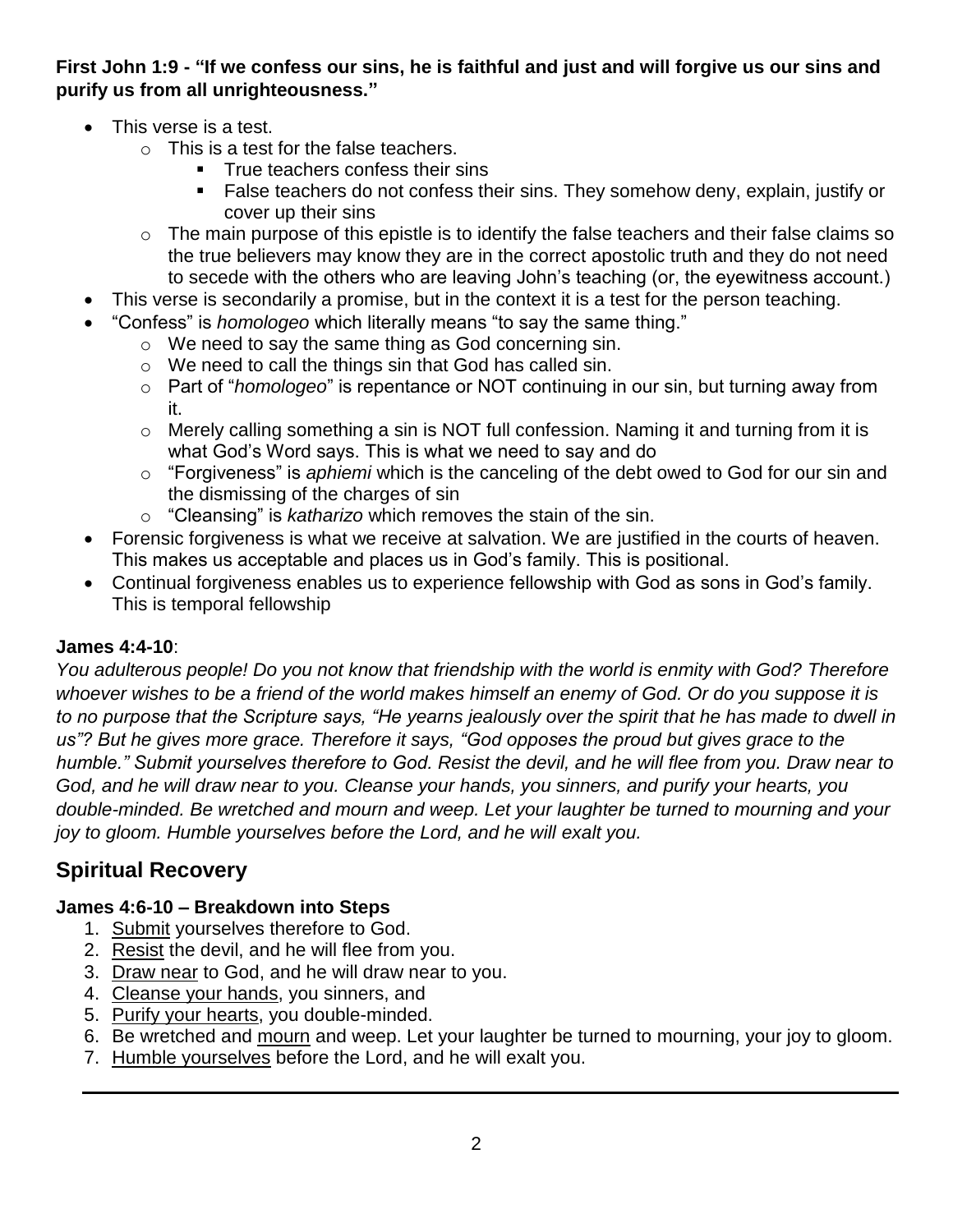**First John 1:9 - "If we confess our sins, he is faithful and just and will forgive us our sins and purify us from all unrighteousness."**

- This verse is a test.
    - This is a test for the false teachers.
        - True teachers confess their sins
        - False teachers do not confess their sins. They somehow deny, explain, justify or cover up their sins
    - The main purpose of this epistle is to identify the false teachers and their false claims so the true believers may know they are in the correct apostolic truth and they do not need to secede with the others who are leaving John's teaching (or, the eyewitness account.)
- This verse is secondarily a promise, but in the context it is a test for the person teaching.
- "Confess" is *homologeo* which literally means "to say the same thing."
    - We need to say the same thing as God concerning sin.
    - We need to call the things sin that God has called sin.
    - Part of "*homologeo*" is repentance or NOT continuing in our sin, but turning away from it.
    - Merely calling something a sin is NOT full confession. Naming it and turning from it is what God's Word says. This is what we need to say and do
    - "Forgiveness" is *aphiemi* which is the canceling of the debt owed to God for our sin and the dismissing of the charges of sin
    - "Cleansing" is *katharizo* which removes the stain of the sin.
- Forensic forgiveness is what we receive at salvation. We are justified in the courts of heaven. This makes us acceptable and places us in God's family. This is positional.
- Continual forgiveness enables us to experience fellowship with God as sons in God's family. This is temporal fellowship

**James 4:4-10**:

*You adulterous people! Do you not know that friendship with the world is enmity with God? Therefore whoever wishes to be a friend of the world makes himself an enemy of God. Or do you suppose it is to no purpose that the Scripture says, "He yearns jealously over the spirit that he has made to dwell in us"? But he gives more grace. Therefore it says, "God opposes the proud but gives grace to the humble." Submit yourselves therefore to God. Resist the devil, and he will flee from you. Draw near to God, and he will draw near to you. Cleanse your hands, you sinners, and purify your hearts, you double-minded. Be wretched and mourn and weep. Let your laughter be turned to mourning and your joy to gloom. Humble yourselves before the Lord, and he will exalt you.*

## Spiritual Recovery

**James 4:6-10 – Breakdown into Steps**

1. <u>Submit</u> yourselves therefore to God.
2. <u>Resist</u> the devil, and he will flee from you.
3. <u>Draw near</u> to God, and he will draw near to you.
4. <u>Cleanse your hands</u>, you sinners, and
5. <u>Purify your hearts</u>, you double-minded.
6. Be wretched and <u>mourn</u> and weep. Let your laughter be turned to mourning, your joy to gloom.
7. <u>Humble yourselves</u> before the Lord, and he will exalt you.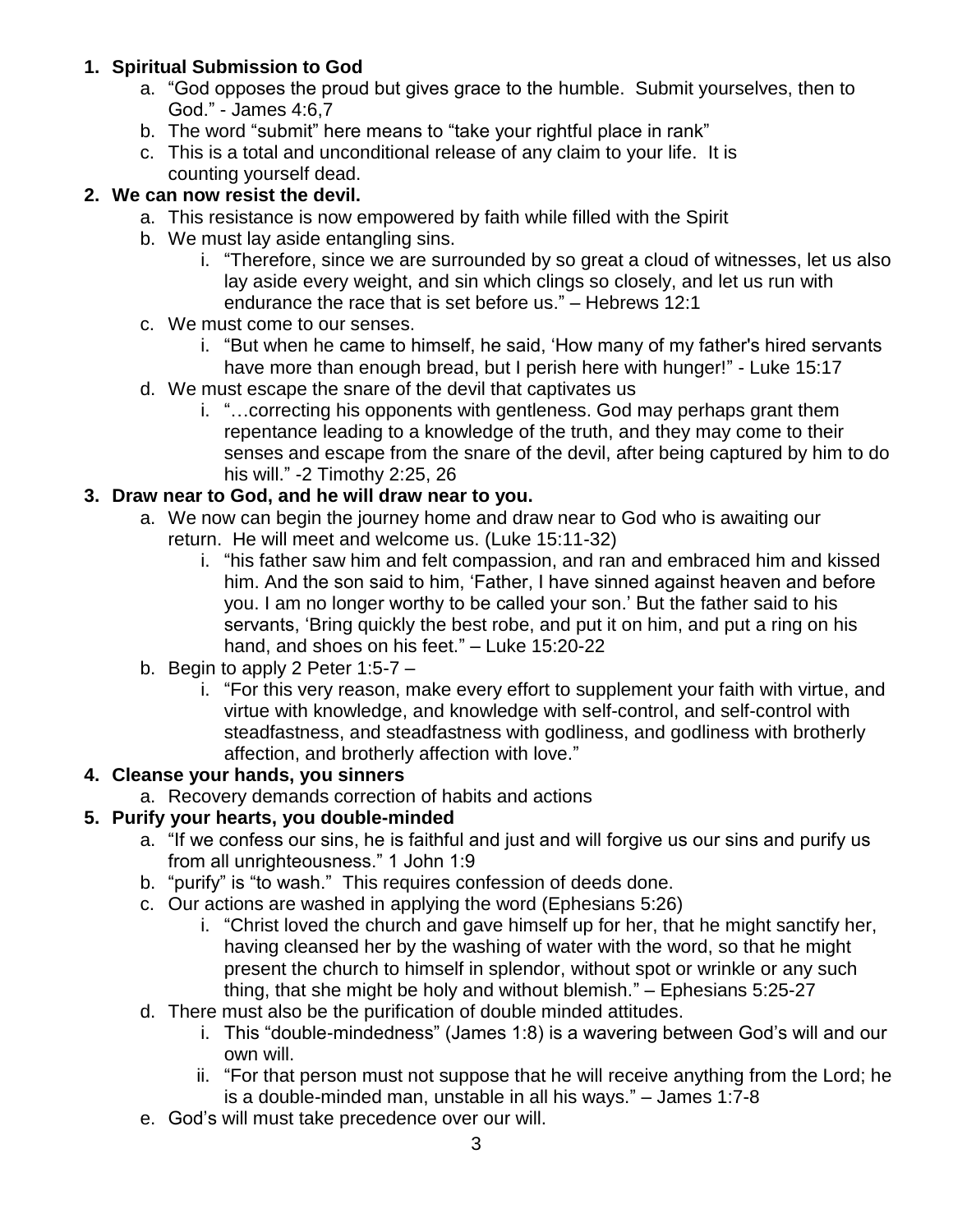1. **Spiritual Submission to God**
   a. "God opposes the proud but gives grace to the humble. Submit yourselves, then to God." - James 4:6,7
   b. The word "submit" here means to "take your rightful place in rank"
   c. This is a total and unconditional release of any claim to your life. It is counting yourself dead.

2. **We can now resist the devil.**
   a. This resistance is now empowered by faith while filled with the Spirit
   b. We must lay aside entangling sins.
      i. "Therefore, since we are surrounded by so great a cloud of witnesses, let us also lay aside every weight, and sin which clings so closely, and let us run with endurance the race that is set before us." – Hebrews 12:1
   c. We must come to our senses.
      i. "But when he came to himself, he said, 'How many of my father's hired servants have more than enough bread, but I perish here with hunger!" - Luke 15:17
   d. We must escape the snare of the devil that captivates us
      i. "…correcting his opponents with gentleness. God may perhaps grant them repentance leading to a knowledge of the truth, and they may come to their senses and escape from the snare of the devil, after being captured by him to do his will." -2 Timothy 2:25, 26

3. **Draw near to God, and he will draw near to you.**
   a. We now can begin the journey home and draw near to God who is awaiting our return. He will meet and welcome us. (Luke 15:11-32)
      i. "his father saw him and felt compassion, and ran and embraced him and kissed him. And the son said to him, 'Father, I have sinned against heaven and before you. I am no longer worthy to be called your son.' But the father said to his servants, 'Bring quickly the best robe, and put it on him, and put a ring on his hand, and shoes on his feet." – Luke 15:20-22
   b. Begin to apply 2 Peter 1:5-7 –
      i. "For this very reason, make every effort to supplement your faith with virtue, and virtue with knowledge, and knowledge with self-control, and self-control with steadfastness, and steadfastness with godliness, and godliness with brotherly affection, and brotherly affection with love."

4. **Cleanse your hands, you sinners**
   a. Recovery demands correction of habits and actions

5. **Purify your hearts, you double-minded**
   a. "If we confess our sins, he is faithful and just and will forgive us our sins and purify us from all unrighteousness." 1 John 1:9
   b. "purify" is "to wash." This requires confession of deeds done.
   c. Our actions are washed in applying the word (Ephesians 5:26)
      i. "Christ loved the church and gave himself up for her, that he might sanctify her, having cleansed her by the washing of water with the word, so that he might present the church to himself in splendor, without spot or wrinkle or any such thing, that she might be holy and without blemish." – Ephesians 5:25-27
   d. There must also be the purification of double minded attitudes.
      i. This "double-mindedness" (James 1:8) is a wavering between God's will and our own will.
      ii. "For that person must not suppose that he will receive anything from the Lord; he is a double-minded man, unstable in all his ways." – James 1:7-8
   e. God's will must take precedence over our will.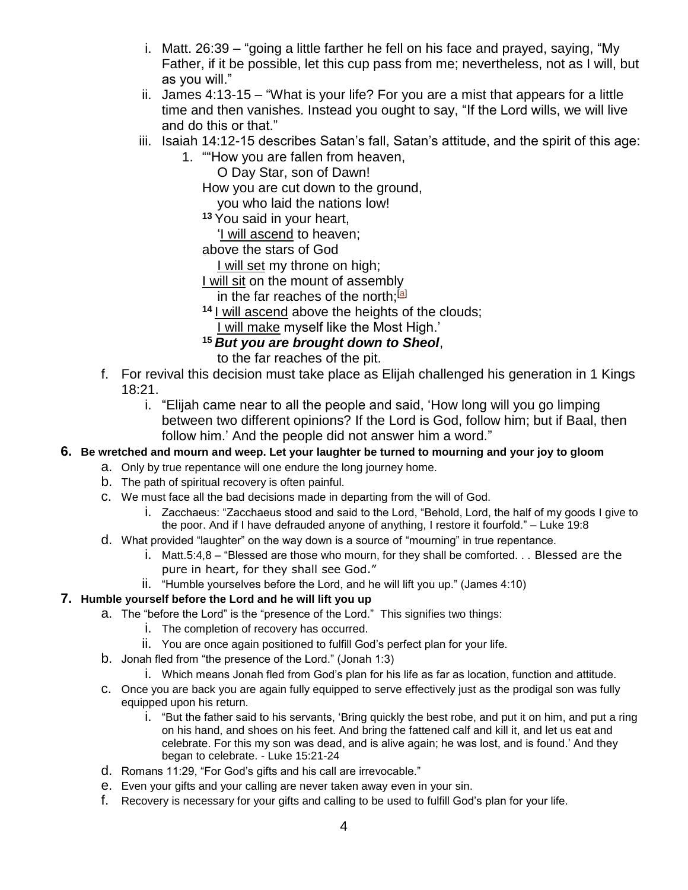i. Matt. 26:39 – "going a little farther he fell on his face and prayed, saying, "My Father, if it be possible, let this cup pass from me; nevertheless, not as I will, but as you will."
ii. James 4:13-15 – "What is your life? For you are a mist that appears for a little time and then vanishes. Instead you ought to say, "If the Lord wills, we will live and do this or that."
iii. Isaiah 14:12-15 describes Satan's fall, Satan's attitude, and the spirit of this age:
1. ""How you are fallen from heaven,
   O Day Star, son of Dawn!
   How you are cut down to the ground,
   you who laid the nations low!
   **13** You said in your heart,
   'I will ascend to heaven;
   above the stars of God
   I will set my throne on high;
   I will sit on the mount of assembly
   in the far reaches of the north;[a]
   **14** I will ascend above the heights of the clouds;
   I will make myself like the Most High.'
   **15** ***But you are brought down to Sheol***,
   to the far reaches of the pit.

f. For revival this decision must take place as Elijah challenged his generation in 1 Kings 18:21.
i. "Elijah came near to all the people and said, 'How long will you go limping between two different opinions? If the Lord is God, follow him; but if Baal, then follow him.' And the people did not answer him a word."

**6. Be wretched and mourn and weep. Let your laughter be turned to mourning and your joy to gloom**

a. Only by true repentance will one endure the long journey home.
b. The path of spiritual recovery is often painful.
c. We must face all the bad decisions made in departing from the will of God.
i. Zacchaeus: "Zacchaeus stood and said to the Lord, "Behold, Lord, the half of my goods I give to the poor. And if I have defrauded anyone of anything, I restore it fourfold." – Luke 19:8
d. What provided "laughter" on the way down is a source of "mourning" in true repentance.
i. Matt.5:4,8 – "Blessed are those who mourn, for they shall be comforted. . . Blessed are the pure in heart, for they shall see God."
ii. "Humble yourselves before the Lord, and he will lift you up." (James 4:10)

**7. Humble yourself before the Lord and he will lift you up**

a. The "before the Lord" is the "presence of the Lord." This signifies two things:
i. The completion of recovery has occurred.
ii. You are once again positioned to fulfill God's perfect plan for your life.
b. Jonah fled from "the presence of the Lord." (Jonah 1:3)
i. Which means Jonah fled from God's plan for his life as far as location, function and attitude.
c. Once you are back you are again fully equipped to serve effectively just as the prodigal son was fully equipped upon his return.
i. "But the father said to his servants, 'Bring quickly the best robe, and put it on him, and put a ring on his hand, and shoes on his feet. And bring the fattened calf and kill it, and let us eat and celebrate. For this my son was dead, and is alive again; he was lost, and is found.' And they began to celebrate. - Luke 15:21-24
d. Romans 11:29, "For God's gifts and his call are irrevocable."
e. Even your gifts and your calling are never taken away even in your sin.
f. Recovery is necessary for your gifts and calling to be used to fulfill God's plan for your life.